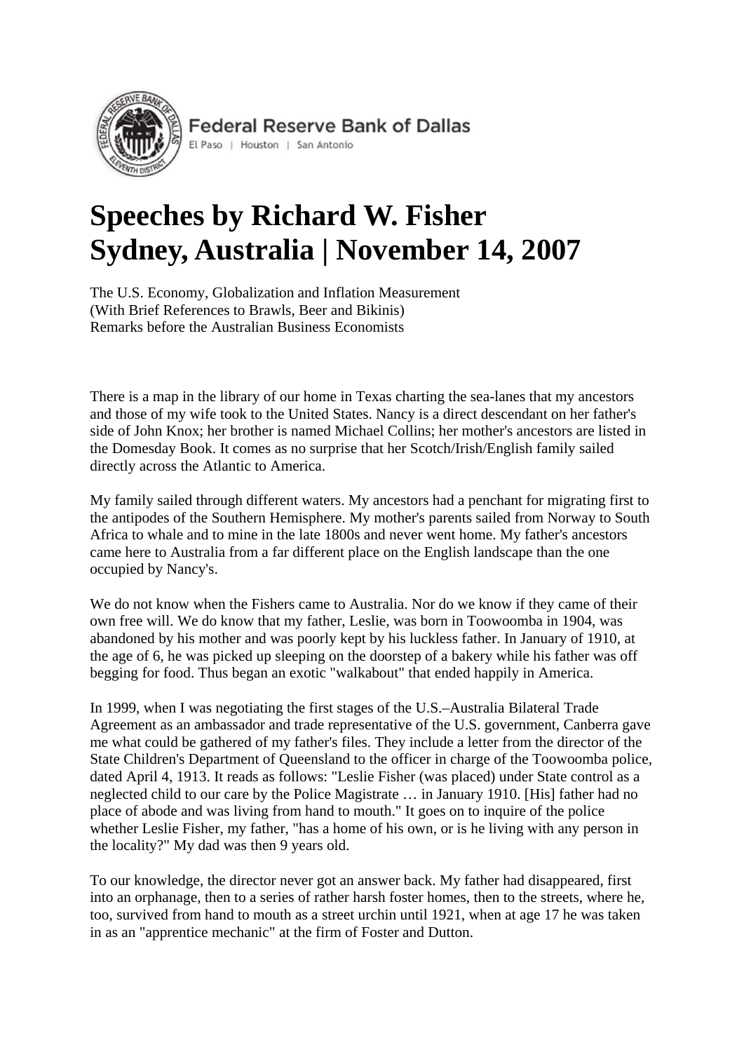Federal Reserve Bank of Dallas
El Paso | Houston | San Antonio

# Speeches by Richard W. Fisher
# Sydney, Australia | November 14, 2007

The U.S. Economy, Globalization and Inflation Measurement
(With Brief References to Brawls, Beer and Bikinis)
Remarks before the Australian Business Economists

There is a map in the library of our home in Texas charting the sea-lanes that my ancestors and those of my wife took to the United States. Nancy is a direct descendant on her father's side of John Knox; her brother is named Michael Collins; her mother's ancestors are listed in the Domesday Book. It comes as no surprise that her Scotch/Irish/English family sailed directly across the Atlantic to America.

My family sailed through different waters. My ancestors had a penchant for migrating first to the antipodes of the Southern Hemisphere. My mother's parents sailed from Norway to South Africa to whale and to mine in the late 1800s and never went home. My father's ancestors came here to Australia from a far different place on the English landscape than the one occupied by Nancy's.

We do not know when the Fishers came to Australia. Nor do we know if they came of their own free will. We do know that my father, Leslie, was born in Toowoomba in 1904, was abandoned by his mother and was poorly kept by his luckless father. In January of 1910, at the age of 6, he was picked up sleeping on the doorstep of a bakery while his father was off begging for food. Thus began an exotic "walkabout" that ended happily in America.

In 1999, when I was negotiating the first stages of the U.S.–Australia Bilateral Trade Agreement as an ambassador and trade representative of the U.S. government, Canberra gave me what could be gathered of my father's files. They include a letter from the director of the State Children's Department of Queensland to the officer in charge of the Toowoomba police, dated April 4, 1913. It reads as follows: "Leslie Fisher (was placed) under State control as a neglected child to our care by the Police Magistrate … in January 1910. [His] father had no place of abode and was living from hand to mouth." It goes on to inquire of the police whether Leslie Fisher, my father, "has a home of his own, or is he living with any person in the locality?" My dad was then 9 years old.

To our knowledge, the director never got an answer back. My father had disappeared, first into an orphanage, then to a series of rather harsh foster homes, then to the streets, where he, too, survived from hand to mouth as a street urchin until 1921, when at age 17 he was taken in as an "apprentice mechanic" at the firm of Foster and Dutton.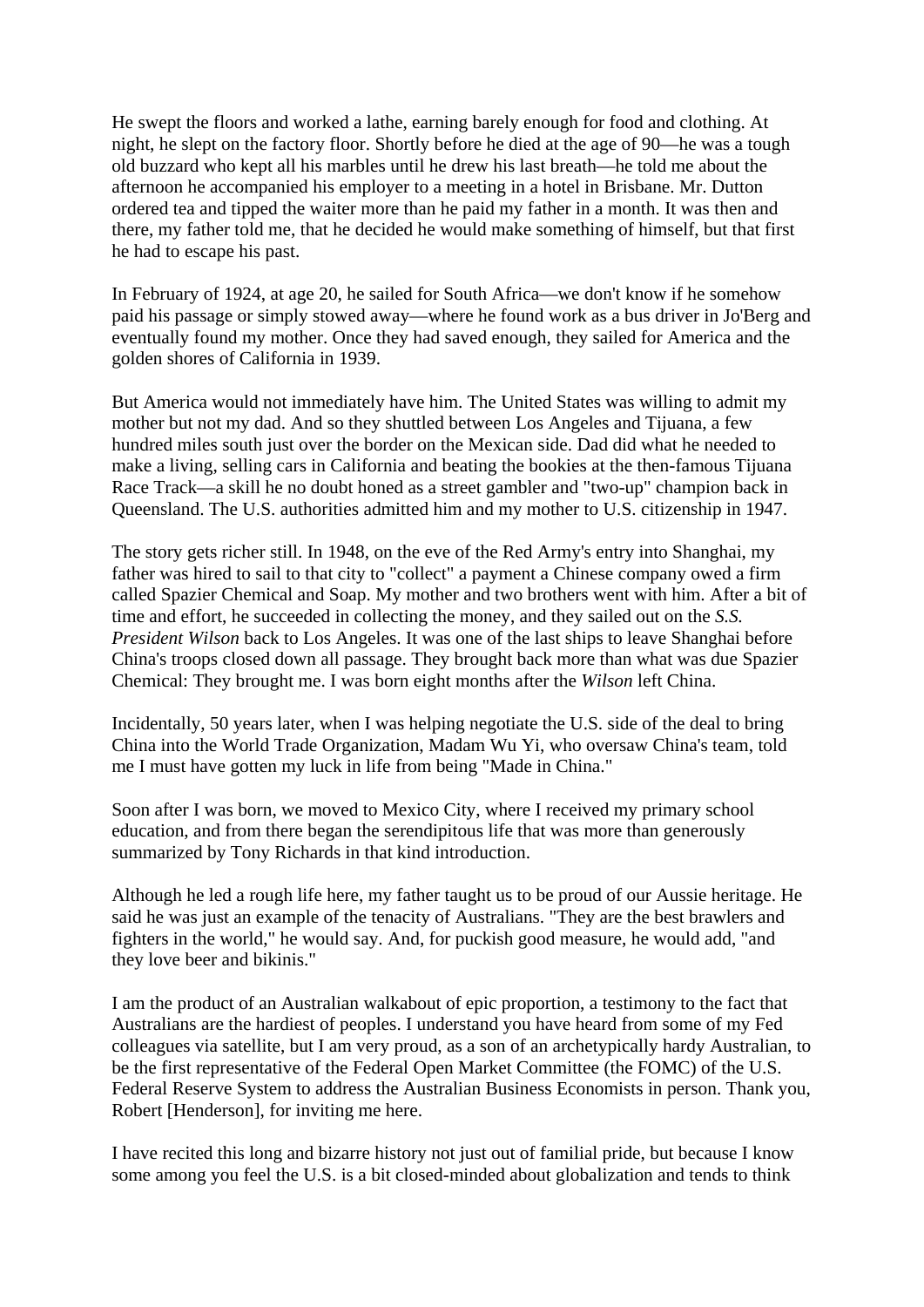He swept the floors and worked a lathe, earning barely enough for food and clothing. At night, he slept on the factory floor. Shortly before he died at the age of 90—he was a tough old buzzard who kept all his marbles until he drew his last breath—he told me about the afternoon he accompanied his employer to a meeting in a hotel in Brisbane. Mr. Dutton ordered tea and tipped the waiter more than he paid my father in a month. It was then and there, my father told me, that he decided he would make something of himself, but that first he had to escape his past.

In February of 1924, at age 20, he sailed for South Africa—we don't know if he somehow paid his passage or simply stowed away—where he found work as a bus driver in Jo'Berg and eventually found my mother. Once they had saved enough, they sailed for America and the golden shores of California in 1939.

But America would not immediately have him. The United States was willing to admit my mother but not my dad. And so they shuttled between Los Angeles and Tijuana, a few hundred miles south just over the border on the Mexican side. Dad did what he needed to make a living, selling cars in California and beating the bookies at the then-famous Tijuana Race Track—a skill he no doubt honed as a street gambler and "two-up" champion back in Queensland. The U.S. authorities admitted him and my mother to U.S. citizenship in 1947.

The story gets richer still. In 1948, on the eve of the Red Army's entry into Shanghai, my father was hired to sail to that city to "collect" a payment a Chinese company owed a firm called Spazier Chemical and Soap. My mother and two brothers went with him. After a bit of time and effort, he succeeded in collecting the money, and they sailed out on the *S.S. President Wilson* back to Los Angeles. It was one of the last ships to leave Shanghai before China's troops closed down all passage. They brought back more than what was due Spazier Chemical: They brought me. I was born eight months after the *Wilson* left China.

Incidentally, 50 years later, when I was helping negotiate the U.S. side of the deal to bring China into the World Trade Organization, Madam Wu Yi, who oversaw China's team, told me I must have gotten my luck in life from being "Made in China."

Soon after I was born, we moved to Mexico City, where I received my primary school education, and from there began the serendipitous life that was more than generously summarized by Tony Richards in that kind introduction.

Although he led a rough life here, my father taught us to be proud of our Aussie heritage. He said he was just an example of the tenacity of Australians. "They are the best brawlers and fighters in the world," he would say. And, for puckish good measure, he would add, "and they love beer and bikinis."

I am the product of an Australian walkabout of epic proportion, a testimony to the fact that Australians are the hardiest of peoples. I understand you have heard from some of my Fed colleagues via satellite, but I am very proud, as a son of an archetypically hardy Australian, to be the first representative of the Federal Open Market Committee (the FOMC) of the U.S. Federal Reserve System to address the Australian Business Economists in person. Thank you, Robert [Henderson], for inviting me here.

I have recited this long and bizarre history not just out of familial pride, but because I know some among you feel the U.S. is a bit closed-minded about globalization and tends to think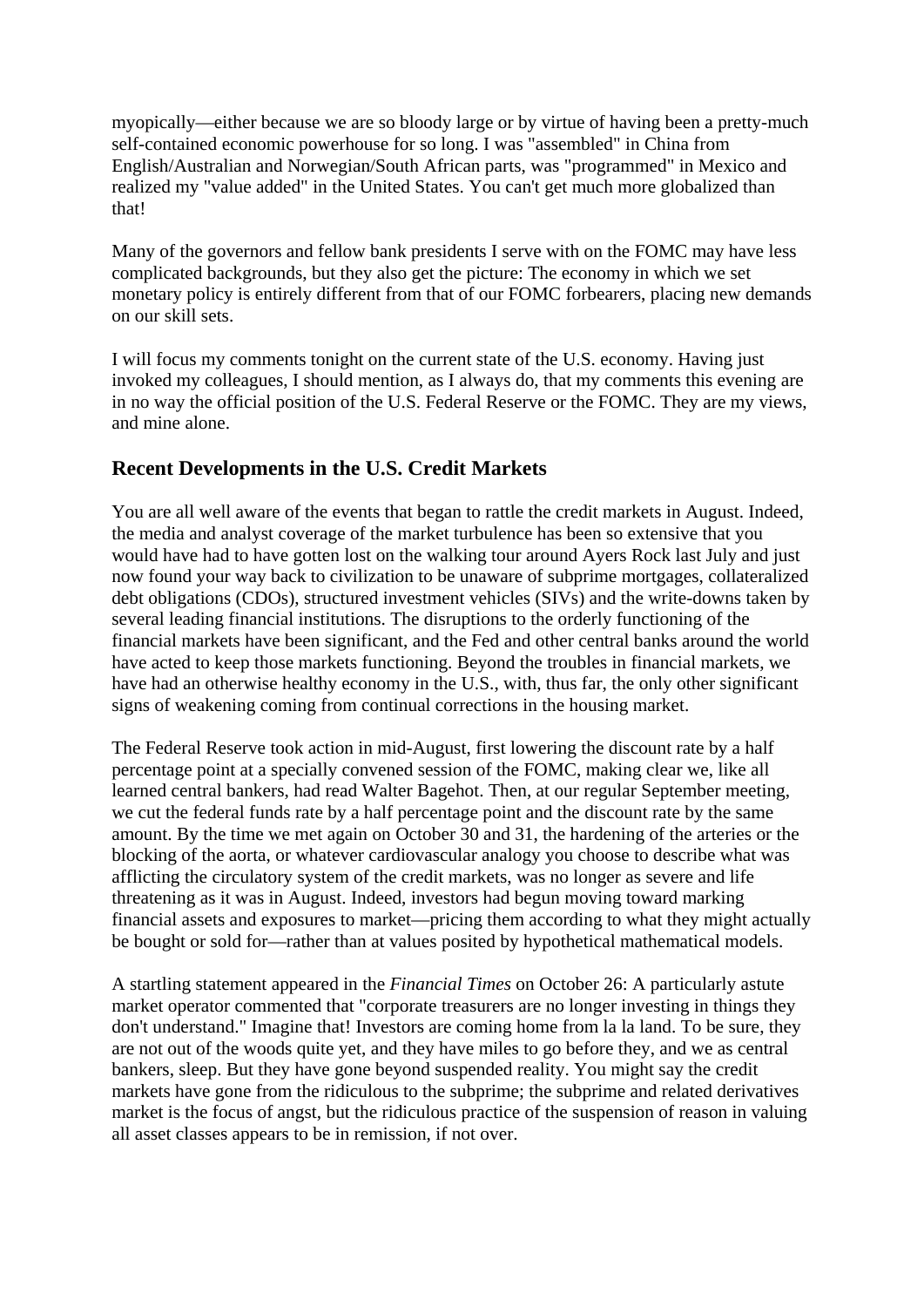myopically—either because we are so bloody large or by virtue of having been a pretty-much self-contained economic powerhouse for so long. I was "assembled" in China from English/Australian and Norwegian/South African parts, was "programmed" in Mexico and realized my "value added" in the United States. You can't get much more globalized than that!

Many of the governors and fellow bank presidents I serve with on the FOMC may have less complicated backgrounds, but they also get the picture: The economy in which we set monetary policy is entirely different from that of our FOMC forbearers, placing new demands on our skill sets.

I will focus my comments tonight on the current state of the U.S. economy. Having just invoked my colleagues, I should mention, as I always do, that my comments this evening are in no way the official position of the U.S. Federal Reserve or the FOMC. They are my views, and mine alone.

## Recent Developments in the U.S. Credit Markets

You are all well aware of the events that began to rattle the credit markets in August. Indeed, the media and analyst coverage of the market turbulence has been so extensive that you would have had to have gotten lost on the walking tour around Ayers Rock last July and just now found your way back to civilization to be unaware of subprime mortgages, collateralized debt obligations (CDOs), structured investment vehicles (SIVs) and the write-downs taken by several leading financial institutions. The disruptions to the orderly functioning of the financial markets have been significant, and the Fed and other central banks around the world have acted to keep those markets functioning. Beyond the troubles in financial markets, we have had an otherwise healthy economy in the U.S., with, thus far, the only other significant signs of weakening coming from continual corrections in the housing market.

The Federal Reserve took action in mid-August, first lowering the discount rate by a half percentage point at a specially convened session of the FOMC, making clear we, like all learned central bankers, had read Walter Bagehot. Then, at our regular September meeting, we cut the federal funds rate by a half percentage point and the discount rate by the same amount. By the time we met again on October 30 and 31, the hardening of the arteries or the blocking of the aorta, or whatever cardiovascular analogy you choose to describe what was afflicting the circulatory system of the credit markets, was no longer as severe and life threatening as it was in August. Indeed, investors had begun moving toward marking financial assets and exposures to market—pricing them according to what they might actually be bought or sold for—rather than at values posited by hypothetical mathematical models.

A startling statement appeared in the *Financial Times* on October 26: A particularly astute market operator commented that "corporate treasurers are no longer investing in things they don't understand." Imagine that! Investors are coming home from la la land. To be sure, they are not out of the woods quite yet, and they have miles to go before they, and we as central bankers, sleep. But they have gone beyond suspended reality. You might say the credit markets have gone from the ridiculous to the subprime; the subprime and related derivatives market is the focus of angst, but the ridiculous practice of the suspension of reason in valuing all asset classes appears to be in remission, if not over.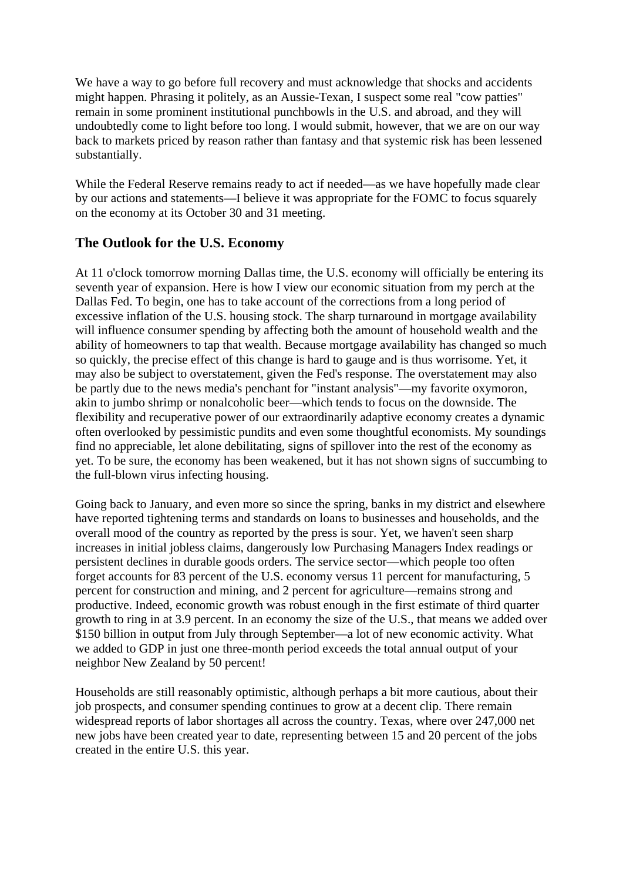We have a way to go before full recovery and must acknowledge that shocks and accidents might happen. Phrasing it politely, as an Aussie-Texan, I suspect some real "cow patties" remain in some prominent institutional punchbowls in the U.S. and abroad, and they will undoubtedly come to light before too long. I would submit, however, that we are on our way back to markets priced by reason rather than fantasy and that systemic risk has been lessened substantially.

While the Federal Reserve remains ready to act if needed—as we have hopefully made clear by our actions and statements—I believe it was appropriate for the FOMC to focus squarely on the economy at its October 30 and 31 meeting.

## The Outlook for the U.S. Economy

At 11 o'clock tomorrow morning Dallas time, the U.S. economy will officially be entering its seventh year of expansion. Here is how I view our economic situation from my perch at the Dallas Fed. To begin, one has to take account of the corrections from a long period of excessive inflation of the U.S. housing stock. The sharp turnaround in mortgage availability will influence consumer spending by affecting both the amount of household wealth and the ability of homeowners to tap that wealth. Because mortgage availability has changed so much so quickly, the precise effect of this change is hard to gauge and is thus worrisome. Yet, it may also be subject to overstatement, given the Fed's response. The overstatement may also be partly due to the news media's penchant for "instant analysis"—my favorite oxymoron, akin to jumbo shrimp or nonalcoholic beer—which tends to focus on the downside. The flexibility and recuperative power of our extraordinarily adaptive economy creates a dynamic often overlooked by pessimistic pundits and even some thoughtful economists. My soundings find no appreciable, let alone debilitating, signs of spillover into the rest of the economy as yet. To be sure, the economy has been weakened, but it has not shown signs of succumbing to the full-blown virus infecting housing.

Going back to January, and even more so since the spring, banks in my district and elsewhere have reported tightening terms and standards on loans to businesses and households, and the overall mood of the country as reported by the press is sour. Yet, we haven't seen sharp increases in initial jobless claims, dangerously low Purchasing Managers Index readings or persistent declines in durable goods orders. The service sector—which people too often forget accounts for 83 percent of the U.S. economy versus 11 percent for manufacturing, 5 percent for construction and mining, and 2 percent for agriculture—remains strong and productive. Indeed, economic growth was robust enough in the first estimate of third quarter growth to ring in at 3.9 percent. In an economy the size of the U.S., that means we added over $150 billion in output from July through September—a lot of new economic activity. What we added to GDP in just one three-month period exceeds the total annual output of your neighbor New Zealand by 50 percent!

Households are still reasonably optimistic, although perhaps a bit more cautious, about their job prospects, and consumer spending continues to grow at a decent clip. There remain widespread reports of labor shortages all across the country. Texas, where over 247,000 net new jobs have been created year to date, representing between 15 and 20 percent of the jobs created in the entire U.S. this year.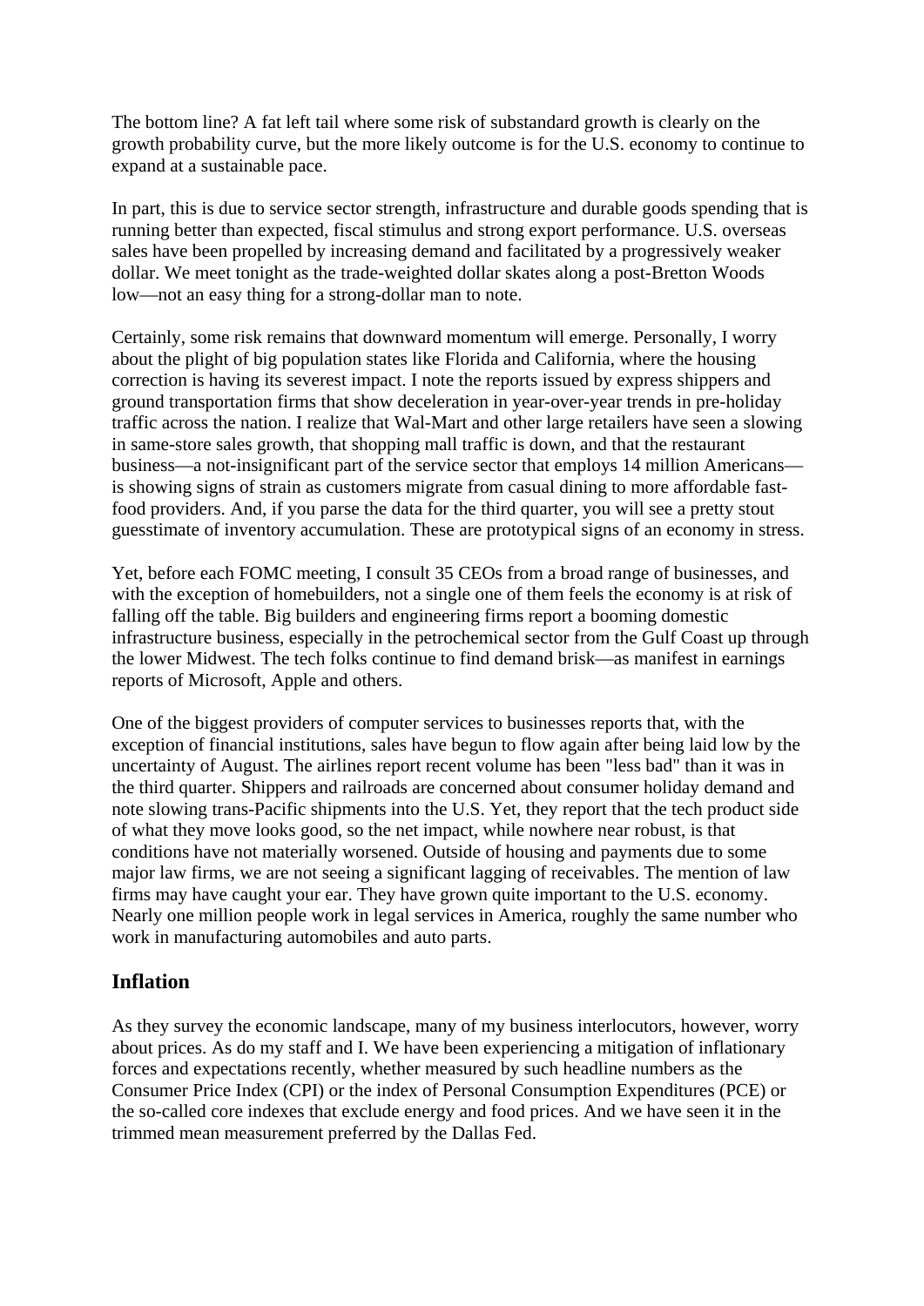The bottom line? A fat left tail where some risk of substandard growth is clearly on the growth probability curve, but the more likely outcome is for the U.S. economy to continue to expand at a sustainable pace.

In part, this is due to service sector strength, infrastructure and durable goods spending that is running better than expected, fiscal stimulus and strong export performance. U.S. overseas sales have been propelled by increasing demand and facilitated by a progressively weaker dollar. We meet tonight as the trade-weighted dollar skates along a post-Bretton Woods low—not an easy thing for a strong-dollar man to note.

Certainly, some risk remains that downward momentum will emerge. Personally, I worry about the plight of big population states like Florida and California, where the housing correction is having its severest impact. I note the reports issued by express shippers and ground transportation firms that show deceleration in year-over-year trends in pre-holiday traffic across the nation. I realize that Wal-Mart and other large retailers have seen a slowing in same-store sales growth, that shopping mall traffic is down, and that the restaurant business—a not-insignificant part of the service sector that employs 14 million Americans—is showing signs of strain as customers migrate from casual dining to more affordable fast-food providers. And, if you parse the data for the third quarter, you will see a pretty stout guesstimate of inventory accumulation. These are prototypical signs of an economy in stress.

Yet, before each FOMC meeting, I consult 35 CEOs from a broad range of businesses, and with the exception of homebuilders, not a single one of them feels the economy is at risk of falling off the table. Big builders and engineering firms report a booming domestic infrastructure business, especially in the petrochemical sector from the Gulf Coast up through the lower Midwest. The tech folks continue to find demand brisk—as manifest in earnings reports of Microsoft, Apple and others.

One of the biggest providers of computer services to businesses reports that, with the exception of financial institutions, sales have begun to flow again after being laid low by the uncertainty of August. The airlines report recent volume has been "less bad" than it was in the third quarter. Shippers and railroads are concerned about consumer holiday demand and note slowing trans-Pacific shipments into the U.S. Yet, they report that the tech product side of what they move looks good, so the net impact, while nowhere near robust, is that conditions have not materially worsened. Outside of housing and payments due to some major law firms, we are not seeing a significant lagging of receivables. The mention of law firms may have caught your ear. They have grown quite important to the U.S. economy. Nearly one million people work in legal services in America, roughly the same number who work in manufacturing automobiles and auto parts.

## Inflation

As they survey the economic landscape, many of my business interlocutors, however, worry about prices. As do my staff and I. We have been experiencing a mitigation of inflationary forces and expectations recently, whether measured by such headline numbers as the Consumer Price Index (CPI) or the index of Personal Consumption Expenditures (PCE) or the so-called core indexes that exclude energy and food prices. And we have seen it in the trimmed mean measurement preferred by the Dallas Fed.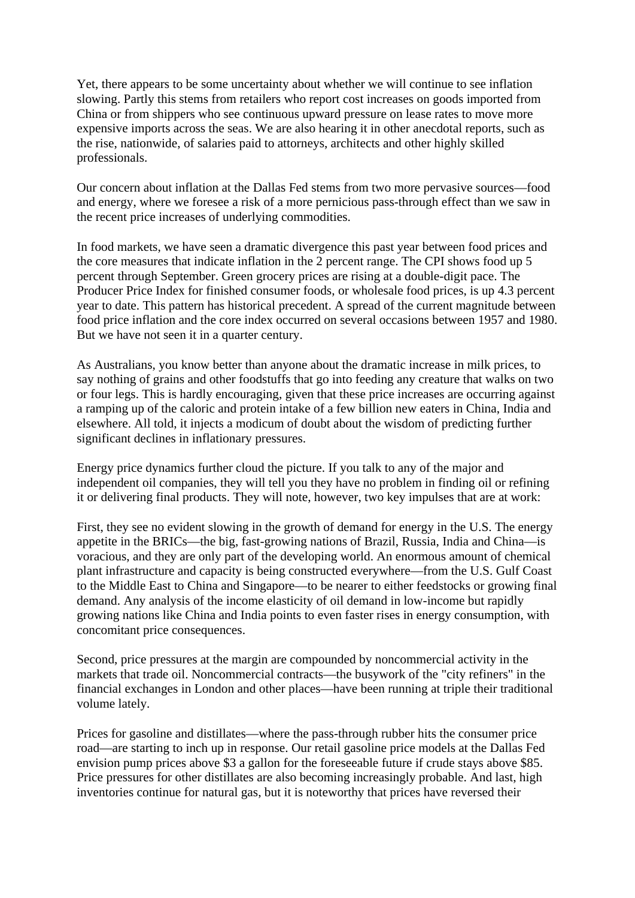Yet, there appears to be some uncertainty about whether we will continue to see inflation slowing. Partly this stems from retailers who report cost increases on goods imported from China or from shippers who see continuous upward pressure on lease rates to move more expensive imports across the seas. We are also hearing it in other anecdotal reports, such as the rise, nationwide, of salaries paid to attorneys, architects and other highly skilled professionals.

Our concern about inflation at the Dallas Fed stems from two more pervasive sources—food and energy, where we foresee a risk of a more pernicious pass-through effect than we saw in the recent price increases of underlying commodities.

In food markets, we have seen a dramatic divergence this past year between food prices and the core measures that indicate inflation in the 2 percent range. The CPI shows food up 5 percent through September. Green grocery prices are rising at a double-digit pace. The Producer Price Index for finished consumer foods, or wholesale food prices, is up 4.3 percent year to date. This pattern has historical precedent. A spread of the current magnitude between food price inflation and the core index occurred on several occasions between 1957 and 1980. But we have not seen it in a quarter century.

As Australians, you know better than anyone about the dramatic increase in milk prices, to say nothing of grains and other foodstuffs that go into feeding any creature that walks on two or four legs. This is hardly encouraging, given that these price increases are occurring against a ramping up of the caloric and protein intake of a few billion new eaters in China, India and elsewhere. All told, it injects a modicum of doubt about the wisdom of predicting further significant declines in inflationary pressures.

Energy price dynamics further cloud the picture. If you talk to any of the major and independent oil companies, they will tell you they have no problem in finding oil or refining it or delivering final products. They will note, however, two key impulses that are at work:

First, they see no evident slowing in the growth of demand for energy in the U.S. The energy appetite in the BRICs—the big, fast-growing nations of Brazil, Russia, India and China—is voracious, and they are only part of the developing world. An enormous amount of chemical plant infrastructure and capacity is being constructed everywhere—from the U.S. Gulf Coast to the Middle East to China and Singapore—to be nearer to either feedstocks or growing final demand. Any analysis of the income elasticity of oil demand in low-income but rapidly growing nations like China and India points to even faster rises in energy consumption, with concomitant price consequences.

Second, price pressures at the margin are compounded by noncommercial activity in the markets that trade oil. Noncommercial contracts—the busywork of the "city refiners" in the financial exchanges in London and other places—have been running at triple their traditional volume lately.

Prices for gasoline and distillates—where the pass-through rubber hits the consumer price road—are starting to inch up in response. Our retail gasoline price models at the Dallas Fed envision pump prices above $3 a gallon for the foreseeable future if crude stays above $85. Price pressures for other distillates are also becoming increasingly probable. And last, high inventories continue for natural gas, but it is noteworthy that prices have reversed their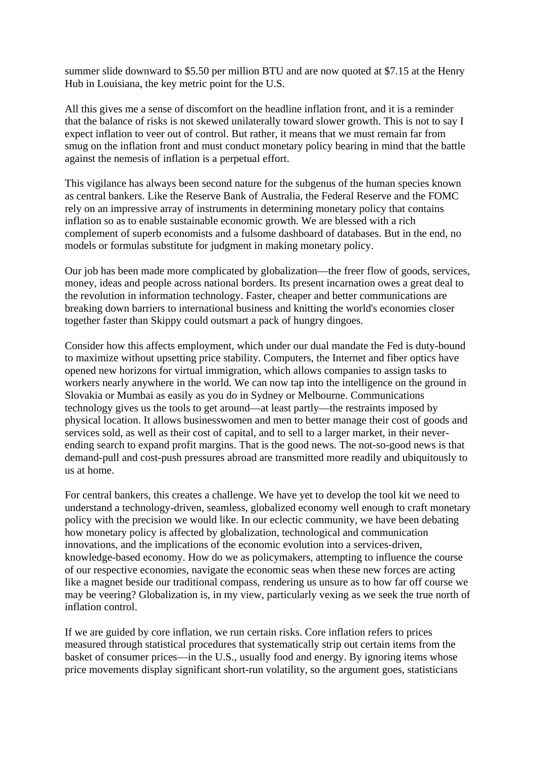summer slide downward to $5.50 per million BTU and are now quoted at $7.15 at the Henry Hub in Louisiana, the key metric point for the U.S.

All this gives me a sense of discomfort on the headline inflation front, and it is a reminder that the balance of risks is not skewed unilaterally toward slower growth. This is not to say I expect inflation to veer out of control. But rather, it means that we must remain far from smug on the inflation front and must conduct monetary policy bearing in mind that the battle against the nemesis of inflation is a perpetual effort.

This vigilance has always been second nature for the subgenus of the human species known as central bankers. Like the Reserve Bank of Australia, the Federal Reserve and the FOMC rely on an impressive array of instruments in determining monetary policy that contains inflation so as to enable sustainable economic growth. We are blessed with a rich complement of superb economists and a fulsome dashboard of databases. But in the end, no models or formulas substitute for judgment in making monetary policy.

Our job has been made more complicated by globalization—the freer flow of goods, services, money, ideas and people across national borders. Its present incarnation owes a great deal to the revolution in information technology. Faster, cheaper and better communications are breaking down barriers to international business and knitting the world's economies closer together faster than Skippy could outsmart a pack of hungry dingoes.

Consider how this affects employment, which under our dual mandate the Fed is duty-bound to maximize without upsetting price stability. Computers, the Internet and fiber optics have opened new horizons for virtual immigration, which allows companies to assign tasks to workers nearly anywhere in the world. We can now tap into the intelligence on the ground in Slovakia or Mumbai as easily as you do in Sydney or Melbourne. Communications technology gives us the tools to get around—at least partly—the restraints imposed by physical location. It allows businesswomen and men to better manage their cost of goods and services sold, as well as their cost of capital, and to sell to a larger market, in their never-ending search to expand profit margins. That is the good news. The not-so-good news is that demand-pull and cost-push pressures abroad are transmitted more readily and ubiquitously to us at home.

For central bankers, this creates a challenge. We have yet to develop the tool kit we need to understand a technology-driven, seamless, globalized economy well enough to craft monetary policy with the precision we would like. In our eclectic community, we have been debating how monetary policy is affected by globalization, technological and communication innovations, and the implications of the economic evolution into a services-driven, knowledge-based economy. How do we as policymakers, attempting to influence the course of our respective economies, navigate the economic seas when these new forces are acting like a magnet beside our traditional compass, rendering us unsure as to how far off course we may be veering? Globalization is, in my view, particularly vexing as we seek the true north of inflation control.

If we are guided by core inflation, we run certain risks. Core inflation refers to prices measured through statistical procedures that systematically strip out certain items from the basket of consumer prices—in the U.S., usually food and energy. By ignoring items whose price movements display significant short-run volatility, so the argument goes, statisticians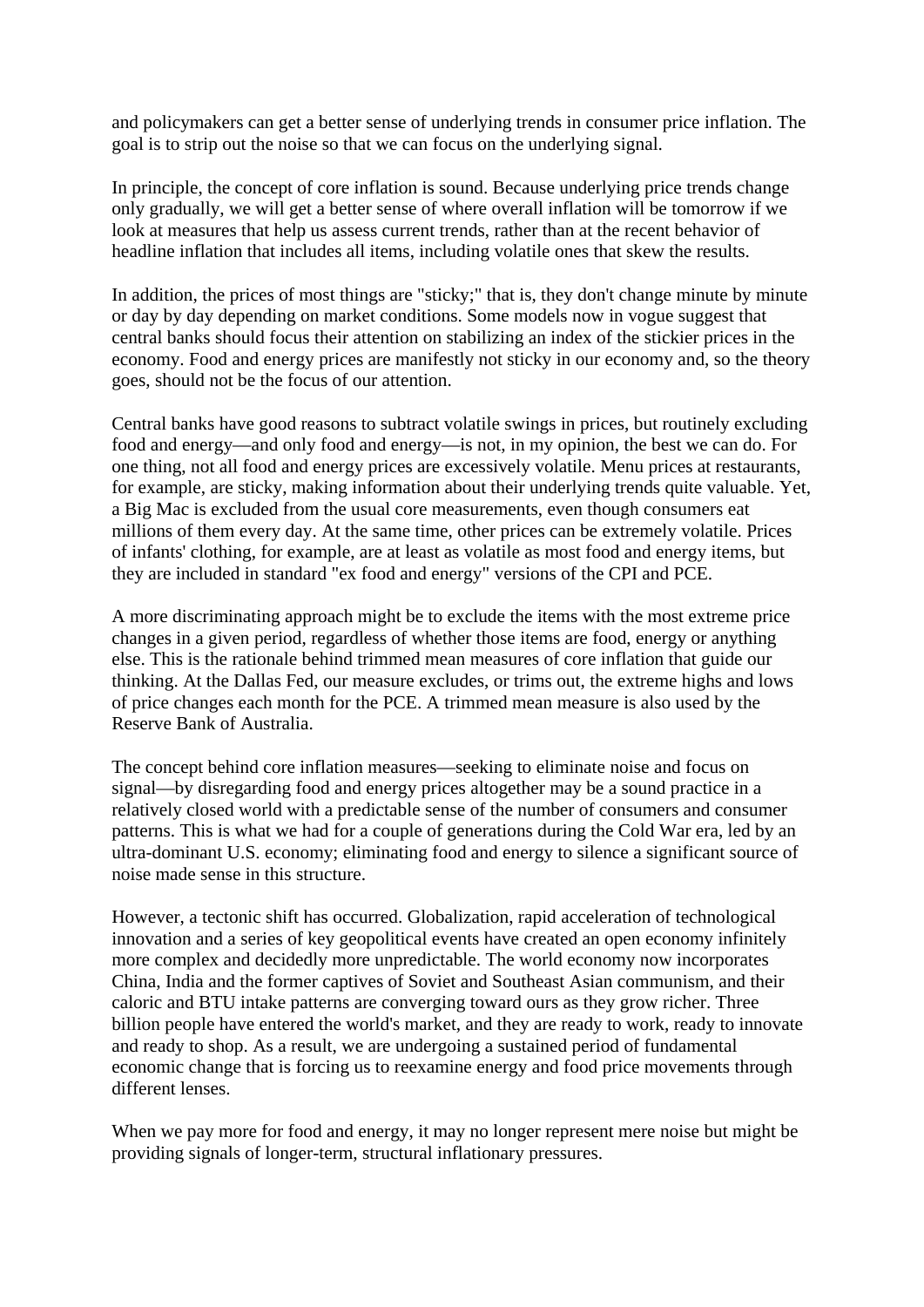and policymakers can get a better sense of underlying trends in consumer price inflation. The goal is to strip out the noise so that we can focus on the underlying signal.

In principle, the concept of core inflation is sound. Because underlying price trends change only gradually, we will get a better sense of where overall inflation will be tomorrow if we look at measures that help us assess current trends, rather than at the recent behavior of headline inflation that includes all items, including volatile ones that skew the results.

In addition, the prices of most things are "sticky;" that is, they don't change minute by minute or day by day depending on market conditions. Some models now in vogue suggest that central banks should focus their attention on stabilizing an index of the stickier prices in the economy. Food and energy prices are manifestly not sticky in our economy and, so the theory goes, should not be the focus of our attention.

Central banks have good reasons to subtract volatile swings in prices, but routinely excluding food and energy—and only food and energy—is not, in my opinion, the best we can do. For one thing, not all food and energy prices are excessively volatile. Menu prices at restaurants, for example, are sticky, making information about their underlying trends quite valuable. Yet, a Big Mac is excluded from the usual core measurements, even though consumers eat millions of them every day. At the same time, other prices can be extremely volatile. Prices of infants' clothing, for example, are at least as volatile as most food and energy items, but they are included in standard "ex food and energy" versions of the CPI and PCE.

A more discriminating approach might be to exclude the items with the most extreme price changes in a given period, regardless of whether those items are food, energy or anything else. This is the rationale behind trimmed mean measures of core inflation that guide our thinking. At the Dallas Fed, our measure excludes, or trims out, the extreme highs and lows of price changes each month for the PCE. A trimmed mean measure is also used by the Reserve Bank of Australia.

The concept behind core inflation measures—seeking to eliminate noise and focus on signal—by disregarding food and energy prices altogether may be a sound practice in a relatively closed world with a predictable sense of the number of consumers and consumer patterns. This is what we had for a couple of generations during the Cold War era, led by an ultra-dominant U.S. economy; eliminating food and energy to silence a significant source of noise made sense in this structure.

However, a tectonic shift has occurred. Globalization, rapid acceleration of technological innovation and a series of key geopolitical events have created an open economy infinitely more complex and decidedly more unpredictable. The world economy now incorporates China, India and the former captives of Soviet and Southeast Asian communism, and their caloric and BTU intake patterns are converging toward ours as they grow richer. Three billion people have entered the world's market, and they are ready to work, ready to innovate and ready to shop. As a result, we are undergoing a sustained period of fundamental economic change that is forcing us to reexamine energy and food price movements through different lenses.

When we pay more for food and energy, it may no longer represent mere noise but might be providing signals of longer-term, structural inflationary pressures.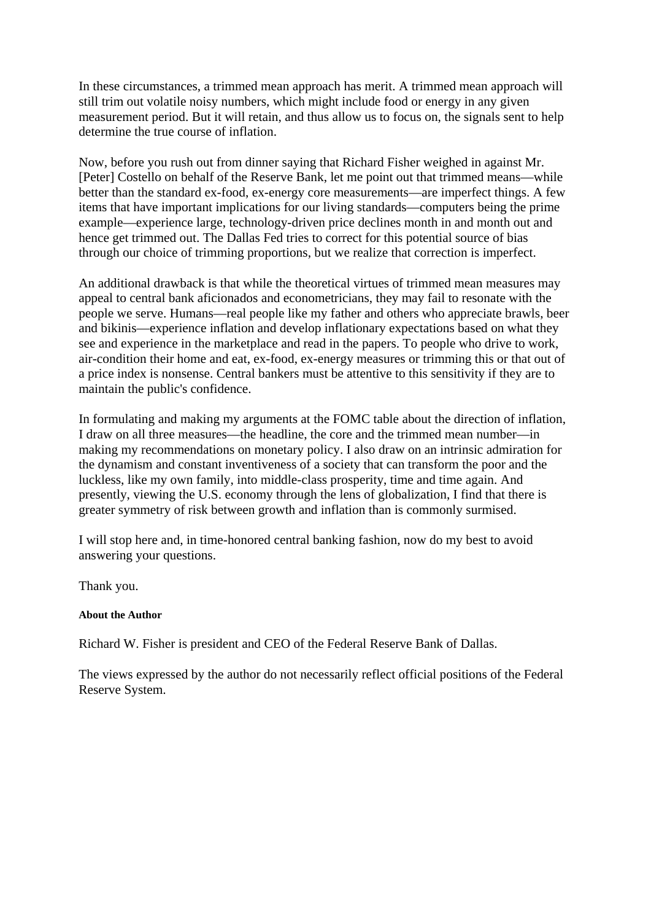In these circumstances, a trimmed mean approach has merit. A trimmed mean approach will still trim out volatile noisy numbers, which might include food or energy in any given measurement period. But it will retain, and thus allow us to focus on, the signals sent to help determine the true course of inflation.

Now, before you rush out from dinner saying that Richard Fisher weighed in against Mr. [Peter] Costello on behalf of the Reserve Bank, let me point out that trimmed means—while better than the standard ex-food, ex-energy core measurements—are imperfect things. A few items that have important implications for our living standards—computers being the prime example—experience large, technology-driven price declines month in and month out and hence get trimmed out. The Dallas Fed tries to correct for this potential source of bias through our choice of trimming proportions, but we realize that correction is imperfect.

An additional drawback is that while the theoretical virtues of trimmed mean measures may appeal to central bank aficionados and econometricians, they may fail to resonate with the people we serve. Humans—real people like my father and others who appreciate brawls, beer and bikinis—experience inflation and develop inflationary expectations based on what they see and experience in the marketplace and read in the papers. To people who drive to work, air-condition their home and eat, ex-food, ex-energy measures or trimming this or that out of a price index is nonsense. Central bankers must be attentive to this sensitivity if they are to maintain the public's confidence.

In formulating and making my arguments at the FOMC table about the direction of inflation, I draw on all three measures—the headline, the core and the trimmed mean number—in making my recommendations on monetary policy. I also draw on an intrinsic admiration for the dynamism and constant inventiveness of a society that can transform the poor and the luckless, like my own family, into middle-class prosperity, time and time again. And presently, viewing the U.S. economy through the lens of globalization, I find that there is greater symmetry of risk between growth and inflation than is commonly surmised.

I will stop here and, in time-honored central banking fashion, now do my best to avoid answering your questions.

Thank you.

#### About the Author

Richard W. Fisher is president and CEO of the Federal Reserve Bank of Dallas.

The views expressed by the author do not necessarily reflect official positions of the Federal Reserve System.